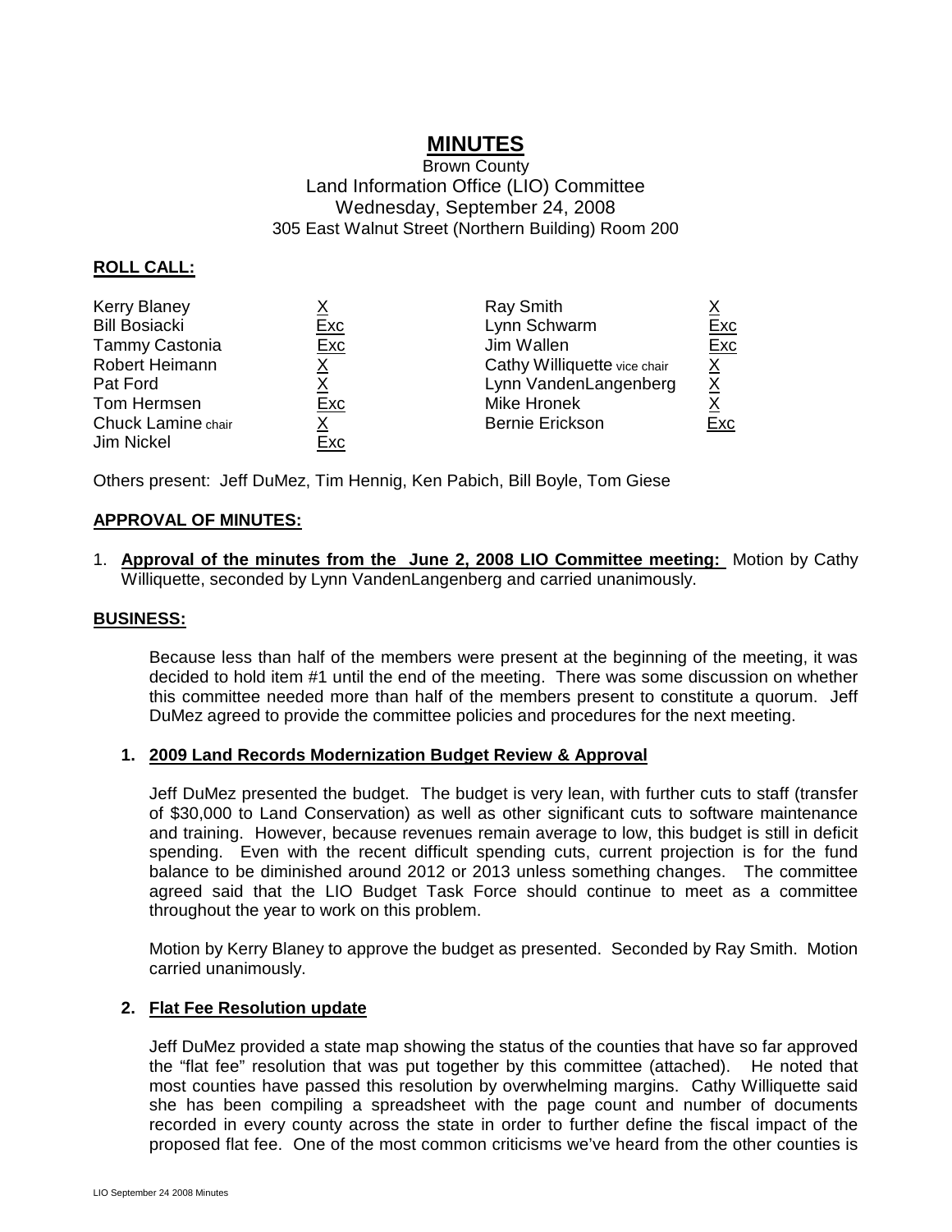# MINUTES

Brown County
Land Information Office (LIO) Committee
Wednesday, September 24, 2008
305 East Walnut Street (Northern Building) Room 200

## ROLL CALL:

| | | | |
|---|---|---|---|
| Kerry Blaney | X | Ray Smith | X |
| Bill Bosiacki | Exc | Lynn Schwarm | Exc |
| Tammy Castonia | Exc | Jim Wallen | Exc |
| Robert Heimann | X | Cathy Williquette vice chair | X |
| Pat Ford | X | Lynn VandenLangenberg | X |
| Tom Hermsen | Exc | Mike Hronek | X |
| Chuck Lamine chair | X | Bernie Erickson | Exc |
| Jim Nickel | Exc | | |

Others present: Jeff DuMez, Tim Hennig, Ken Pabich, Bill Boyle, Tom Giese

## APPROVAL OF MINUTES:

1. **Approval of the minutes from the June 2, 2008 LIO Committee meeting:** Motion by Cathy Williquette, seconded by Lynn VandenLangenberg and carried unanimously.

## BUSINESS:

Because less than half of the members were present at the beginning of the meeting, it was decided to hold item #1 until the end of the meeting. There was some discussion on whether this committee needed more than half of the members present to constitute a quorum. Jeff DuMez agreed to provide the committee policies and procedures for the next meeting.

### 1. 2009 Land Records Modernization Budget Review & Approval

Jeff DuMez presented the budget. The budget is very lean, with further cuts to staff (transfer of $30,000 to Land Conservation) as well as other significant cuts to software maintenance and training. However, because revenues remain average to low, this budget is still in deficit spending. Even with the recent difficult spending cuts, current projection is for the fund balance to be diminished around 2012 or 2013 unless something changes. The committee agreed said that the LIO Budget Task Force should continue to meet as a committee throughout the year to work on this problem.

Motion by Kerry Blaney to approve the budget as presented. Seconded by Ray Smith. Motion carried unanimously.

### 2. Flat Fee Resolution update

Jeff DuMez provided a state map showing the status of the counties that have so far approved the "flat fee" resolution that was put together by this committee (attached). He noted that most counties have passed this resolution by overwhelming margins. Cathy Williquette said she has been compiling a spreadsheet with the page count and number of documents recorded in every county across the state in order to further define the fiscal impact of the proposed flat fee. One of the most common criticisms we've heard from the other counties is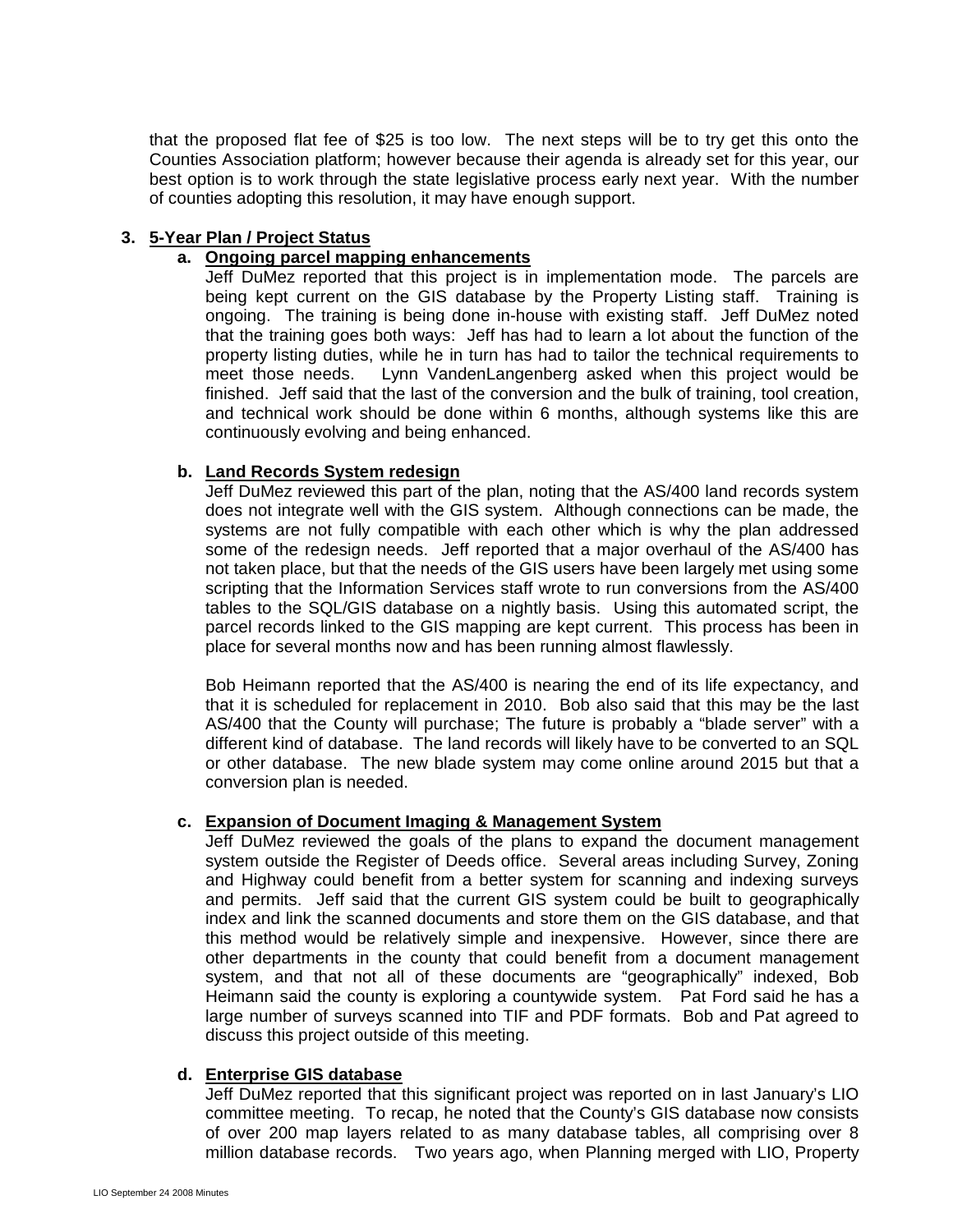that the proposed flat fee of $25 is too low. The next steps will be to try get this onto the Counties Association platform; however because their agenda is already set for this year, our best option is to work through the state legislative process early next year. With the number of counties adopting this resolution, it may have enough support.

3. **5-Year Plan / Project Status**

   a. **Ongoing parcel mapping enhancements**

      Jeff DuMez reported that this project is in implementation mode. The parcels are being kept current on the GIS database by the Property Listing staff. Training is ongoing. The training is being done in-house with existing staff. Jeff DuMez noted that the training goes both ways: Jeff has had to learn a lot about the function of the property listing duties, while he in turn has had to tailor the technical requirements to meet those needs. Lynn VandenLangenberg asked when this project would be finished. Jeff said that the last of the conversion and the bulk of training, tool creation, and technical work should be done within 6 months, although systems like this are continuously evolving and being enhanced.

   b. **Land Records System redesign**

      Jeff DuMez reviewed this part of the plan, noting that the AS/400 land records system does not integrate well with the GIS system. Although connections can be made, the systems are not fully compatible with each other which is why the plan addressed some of the redesign needs. Jeff reported that a major overhaul of the AS/400 has not taken place, but that the needs of the GIS users have been largely met using some scripting that the Information Services staff wrote to run conversions from the AS/400 tables to the SQL/GIS database on a nightly basis. Using this automated script, the parcel records linked to the GIS mapping are kept current. This process has been in place for several months now and has been running almost flawlessly.

      Bob Heimann reported that the AS/400 is nearing the end of its life expectancy, and that it is scheduled for replacement in 2010. Bob also said that this may be the last AS/400 that the County will purchase; The future is probably a "blade server" with a different kind of database. The land records will likely have to be converted to an SQL or other database. The new blade system may come online around 2015 but that a conversion plan is needed.

   c. **Expansion of Document Imaging & Management System**

      Jeff DuMez reviewed the goals of the plans to expand the document management system outside the Register of Deeds office. Several areas including Survey, Zoning and Highway could benefit from a better system for scanning and indexing surveys and permits. Jeff said that the current GIS system could be built to geographically index and link the scanned documents and store them on the GIS database, and that this method would be relatively simple and inexpensive. However, since there are other departments in the county that could benefit from a document management system, and that not all of these documents are "geographically" indexed, Bob Heimann said the county is exploring a countywide system. Pat Ford said he has a large number of surveys scanned into TIF and PDF formats. Bob and Pat agreed to discuss this project outside of this meeting.

   d. **Enterprise GIS database**

      Jeff DuMez reported that this significant project was reported on in last January's LIO committee meeting. To recap, he noted that the County's GIS database now consists of over 200 map layers related to as many database tables, all comprising over 8 million database records. Two years ago, when Planning merged with LIO, Property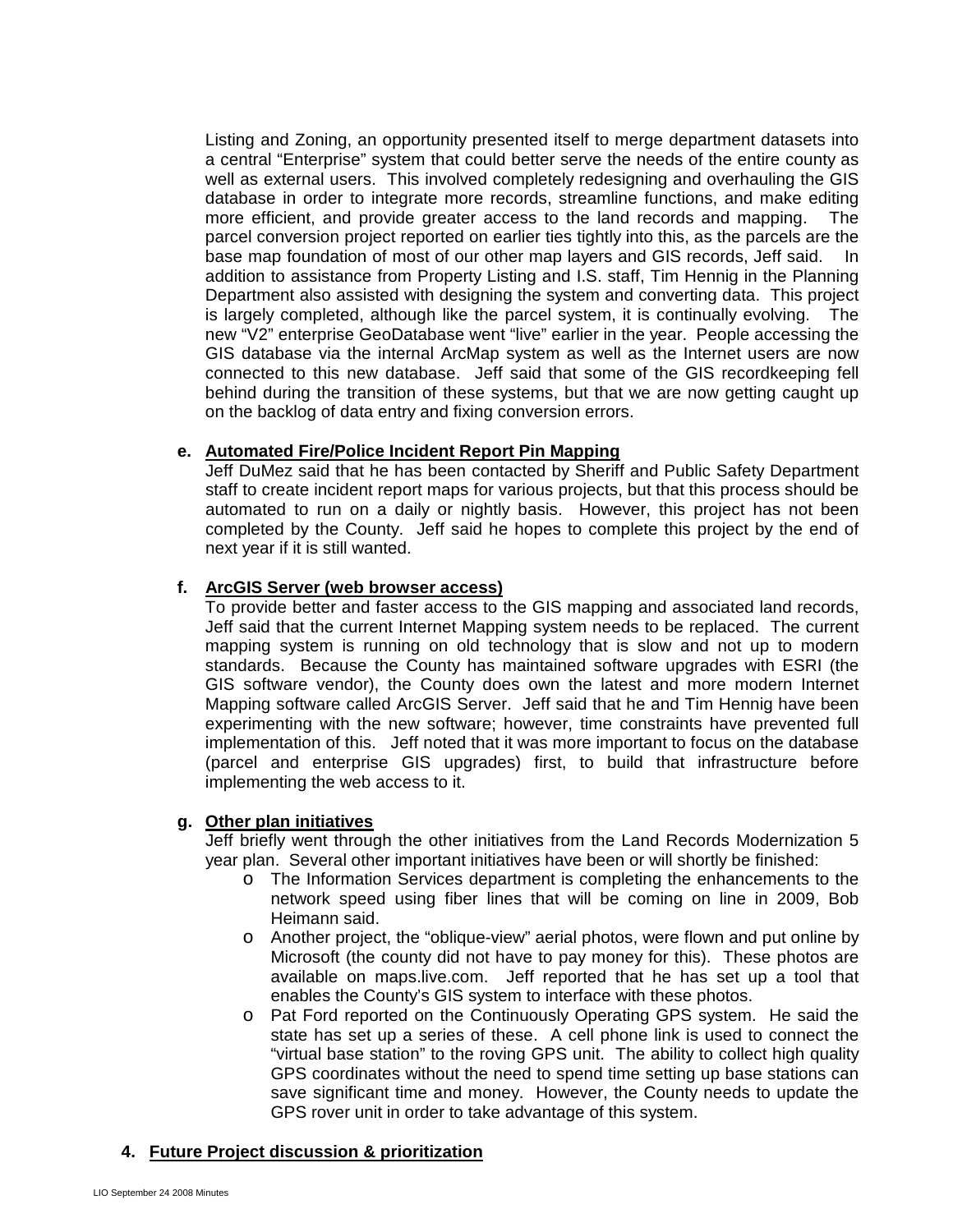Listing and Zoning, an opportunity presented itself to merge department datasets into a central "Enterprise" system that could better serve the needs of the entire county as well as external users. This involved completely redesigning and overhauling the GIS database in order to integrate more records, streamline functions, and make editing more efficient, and provide greater access to the land records and mapping. The parcel conversion project reported on earlier ties tightly into this, as the parcels are the base map foundation of most of our other map layers and GIS records, Jeff said. In addition to assistance from Property Listing and I.S. staff, Tim Hennig in the Planning Department also assisted with designing the system and converting data. This project is largely completed, although like the parcel system, it is continually evolving. The new "V2" enterprise GeoDatabase went "live" earlier in the year. People accessing the GIS database via the internal ArcMap system as well as the Internet users are now connected to this new database. Jeff said that some of the GIS recordkeeping fell behind during the transition of these systems, but that we are now getting caught up on the backlog of data entry and fixing conversion errors.

**e. <u>Automated Fire/Police Incident Report Pin Mapping</u>**

Jeff DuMez said that he has been contacted by Sheriff and Public Safety Department staff to create incident report maps for various projects, but that this process should be automated to run on a daily or nightly basis. However, this project has not been completed by the County. Jeff said he hopes to complete this project by the end of next year if it is still wanted.

**f. <u>ArcGIS Server (web browser access)</u>**

To provide better and faster access to the GIS mapping and associated land records, Jeff said that the current Internet Mapping system needs to be replaced. The current mapping system is running on old technology that is slow and not up to modern standards. Because the County has maintained software upgrades with ESRI (the GIS software vendor), the County does own the latest and more modern Internet Mapping software called ArcGIS Server. Jeff said that he and Tim Hennig have been experimenting with the new software; however, time constraints have prevented full implementation of this. Jeff noted that it was more important to focus on the database (parcel and enterprise GIS upgrades) first, to build that infrastructure before implementing the web access to it.

**g. <u>Other plan initiatives</u>**

Jeff briefly went through the other initiatives from the Land Records Modernization 5 year plan. Several other important initiatives have been or will shortly be finished:

- The Information Services department is completing the enhancements to the network speed using fiber lines that will be coming on line in 2009, Bob Heimann said.
- Another project, the "oblique-view" aerial photos, were flown and put online by Microsoft (the county did not have to pay money for this). These photos are available on maps.live.com. Jeff reported that he has set up a tool that enables the County's GIS system to interface with these photos.
- Pat Ford reported on the Continuously Operating GPS system. He said the state has set up a series of these. A cell phone link is used to connect the "virtual base station" to the roving GPS unit. The ability to collect high quality GPS coordinates without the need to spend time setting up base stations can save significant time and money. However, the County needs to update the GPS rover unit in order to take advantage of this system.

**4. <u>Future Project discussion & prioritization</u>**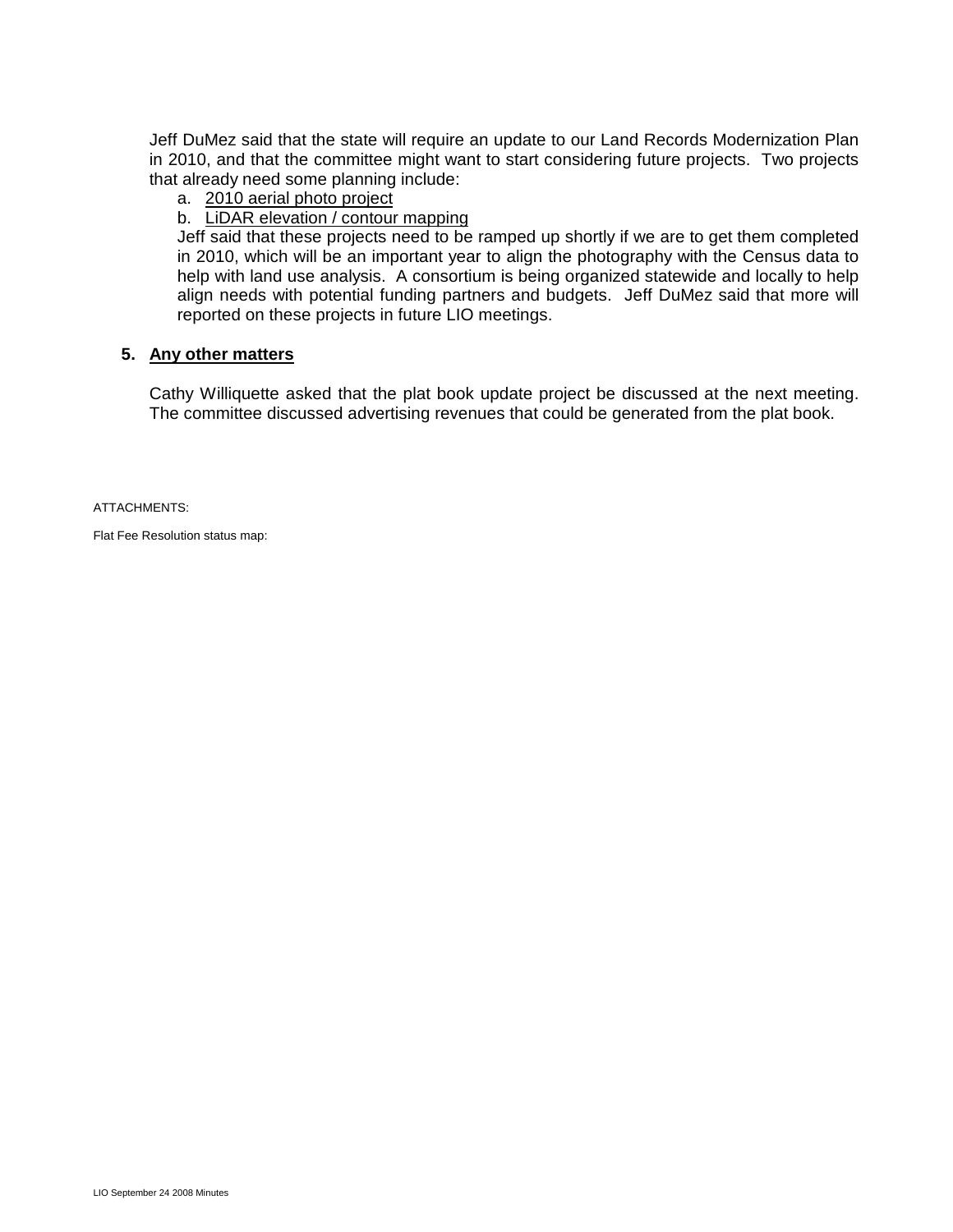Jeff DuMez said that the state will require an update to our Land Records Modernization Plan in 2010, and that the committee might want to start considering future projects. Two projects that already need some planning include:

a. 2010 aerial photo project
b. LiDAR elevation / contour mapping

Jeff said that these projects need to be ramped up shortly if we are to get them completed in 2010, which will be an important year to align the photography with the Census data to help with land use analysis. A consortium is being organized statewide and locally to help align needs with potential funding partners and budgets. Jeff DuMez said that more will reported on these projects in future LIO meetings.

**5. Any other matters**

Cathy Williquette asked that the plat book update project be discussed at the next meeting. The committee discussed advertising revenues that could be generated from the plat book.

ATTACHMENTS:

Flat Fee Resolution status map: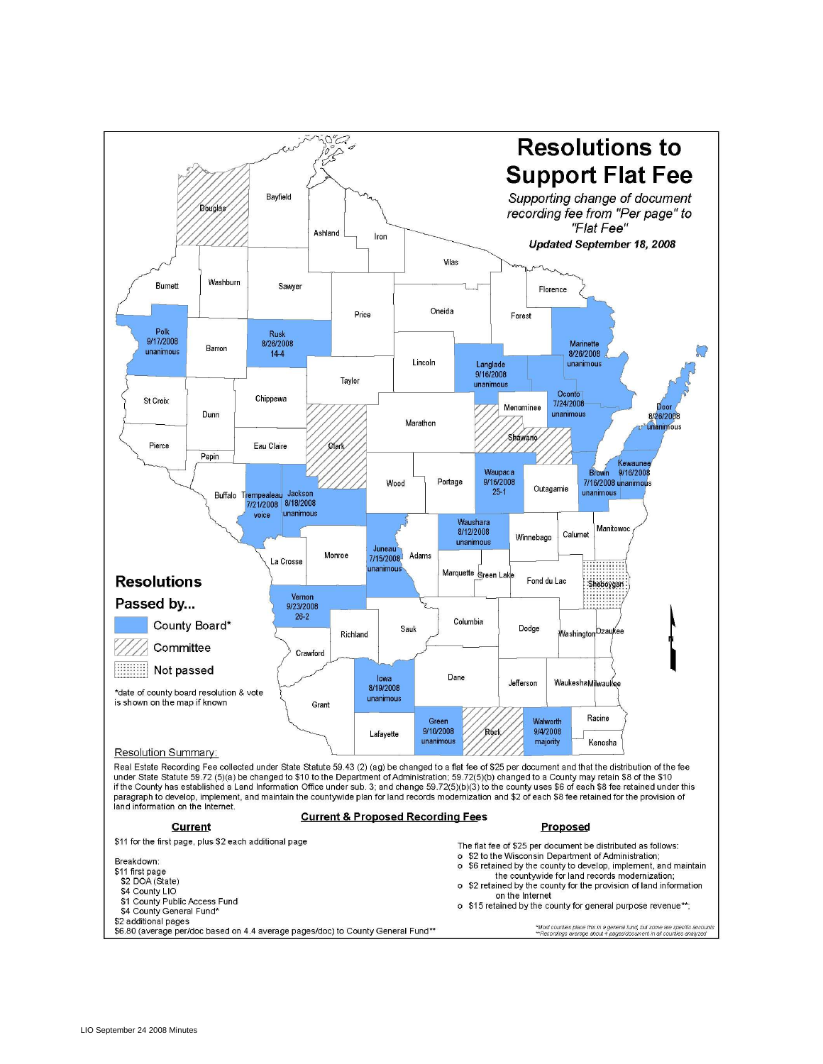# Resolutions to Support Flat Fee

*Supporting change of document recording fee from "Per page" to "Flat Fee"*

***Updated September 18, 2008***

Douglas
Bayfield
Ashland
Iron
Vilas
Burnett
Washburn
Sawyer
Florence
Price
Oneida
Forest
Polk 9/17/2008 unanimous
Barron
Rusk 8/26/2008 14-4
Lincoln
Langlade 9/16/2008 unanimous
Marinette 8/26/2008 unanimous
Taylor
St Croix
Dunn
Chippewa
Menominee
Oconto 7/24/2008 unanimous
Door 8/26/2008 unanimous
Marathon
Shawano
Pierce
Eau Claire
Clark
Pepin
Kewaunee 9/16/2008 unanimous
Waupaca 9/16/2008 25-1
Brown 7/16/2008 unanimous
Wood
Portage
Outagamie
Buffalo
Trempealeau 7/21/2008 voice
Jackson 8/18/2008 unanimous
Waushara 8/12/2008 unanimous
Manitowoc
Winnebago
Calumet
Juneau 7/15/2008 unanimous
Adams
Monroe
La Crosse
Marquette
Green Lake
Fond du Lac
Sheboygan
Vernon 9/23/2008 26-2
Columbia
Sauk
Dodge
Richland
Washington
Ozaukee
Crawford
Iowa 8/19/2008 unanimous
Dane
Jefferson
Waukesha
Milwaukee
Grant
Lafayette
Green 9/10/2008 unanimous
Rock
Walworth 9/4/2008 majority
Racine
Kenosha

## Resolutions Passed by...

County Board*

Committee

Not passed

*date of county board resolution & vote is shown on the map if known

Resolution Summary:

Real Estate Recording Fee collected under State Statute 59.43 (2) (ag) be changed to a flat fee of $25 per document and that the distribution of the fee under State Statute 59.72 (5)(a) be changed to $10 to the Department of Administration; 59.72(5)(b) changed to a County may retain $8 of the $10 if the County has established a Land Information Office under sub. 3; and change 59.72(5)(b)(3) to the county uses $6 of each $8 fee retained under this paragraph to develop, implement, and maintain the countywide plan for land records modernization and $2 of each $8 fee retained for the provision of land information on the Internet.

**Current & Proposed Recording Fees**

**Current**

$11 for the first page, plus $2 each additional page

Breakdown:
$11 first page
- $2 DOA (State)
- $4 County LIO
- $1 County Public Access Fund
- $4 County General Fund*

$2 additional pages
$6.80 (average per/doc based on 4.4 average pages/doc) to County General Fund**

**Proposed**

The flat fee of $25 per document be distributed as follows:
- $2 to the Wisconsin Department of Administration;
- $6 retained by the county to develop, implement, and maintain the countywide for land records modernization;
- $2 retained by the county for the provision of land information on the Internet
- $15 retained by the county for general purpose revenue**;

*Most counties place this in a general fund, but some are specific accounts
**Recordings average about 4 pages/document in all counties analyzed